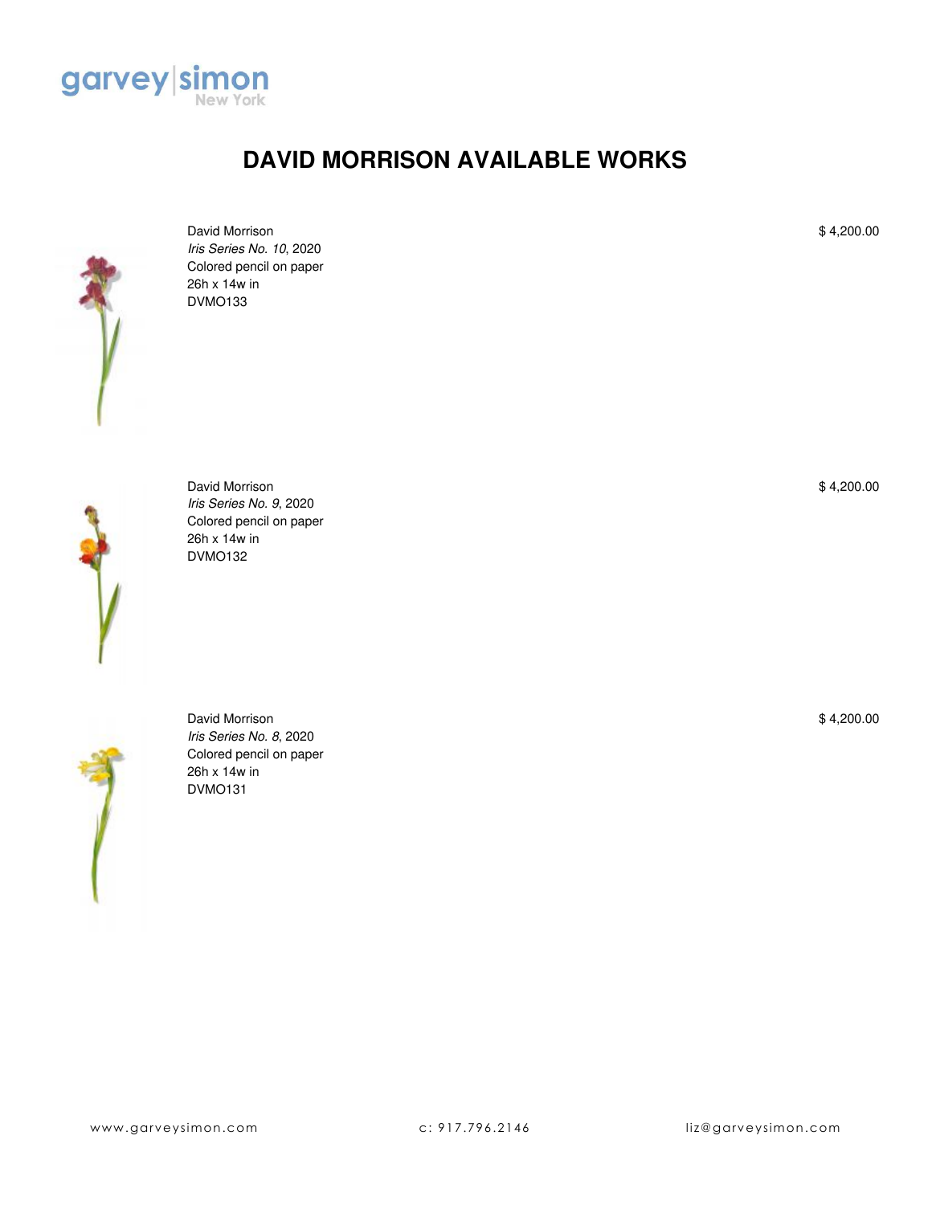garvey|simon
New York

# DAVID MORRISON AVAILABLE WORKS

David Morrison
*Iris Series No. 10*, 2020
Colored pencil on paper
26h x 14w in
DVMO133

$ 4,200.00

David Morrison
*Iris Series No. 9*, 2020
Colored pencil on paper
26h x 14w in
DVMO132

$ 4,200.00

David Morrison
*Iris Series No. 8*, 2020
Colored pencil on paper
26h x 14w in
DVMO131

$ 4,200.00

www.garveysimon.com c: 917.796.2146 liz@garveysimon.com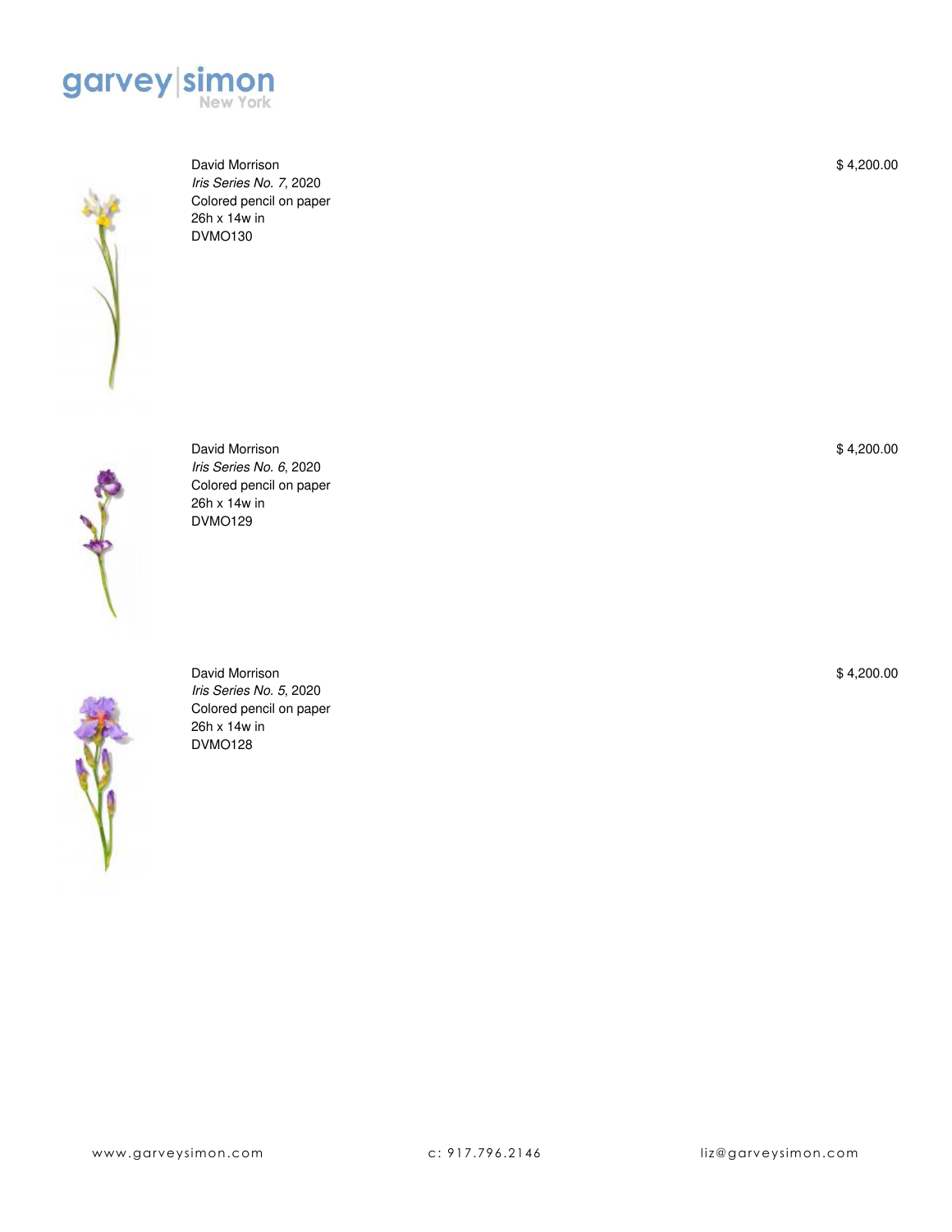David Morrison
*Iris Series No. 7*, 2020
Colored pencil on paper
26h x 14w in
DVMO130

$ 4,200.00

David Morrison
*Iris Series No. 6*, 2020
Colored pencil on paper
26h x 14w in
DVMO129

$ 4,200.00

David Morrison
*Iris Series No. 5*, 2020
Colored pencil on paper
26h x 14w in
DVMO128

$ 4,200.00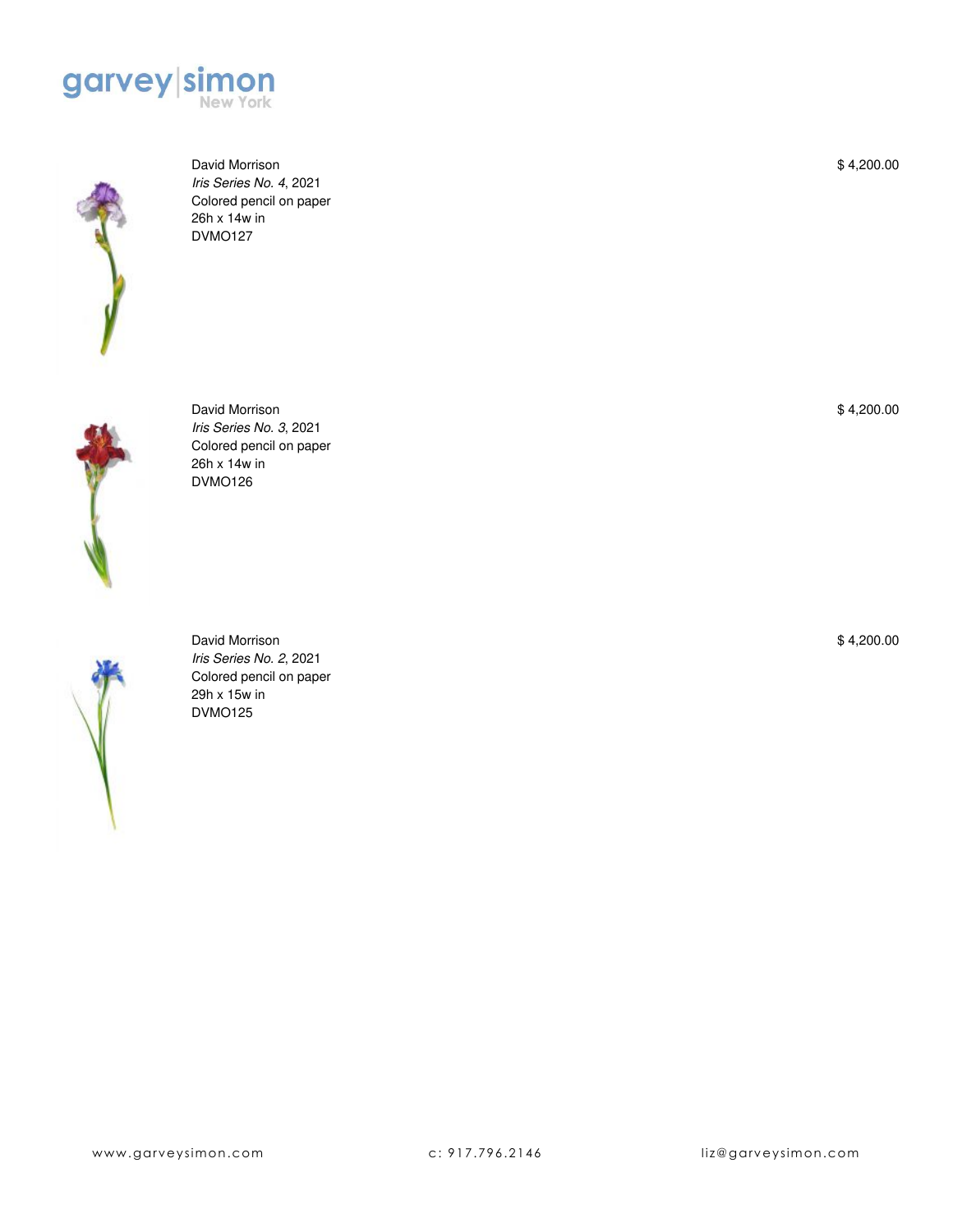David Morrison
*Iris Series No. 4*, 2021
Colored pencil on paper
26h x 14w in
DVMO127

$ 4,200.00

David Morrison
*Iris Series No. 3*, 2021
Colored pencil on paper
26h x 14w in
DVMO126

$ 4,200.00

David Morrison
*Iris Series No. 2*, 2021
Colored pencil on paper
29h x 15w in
DVMO125

$ 4,200.00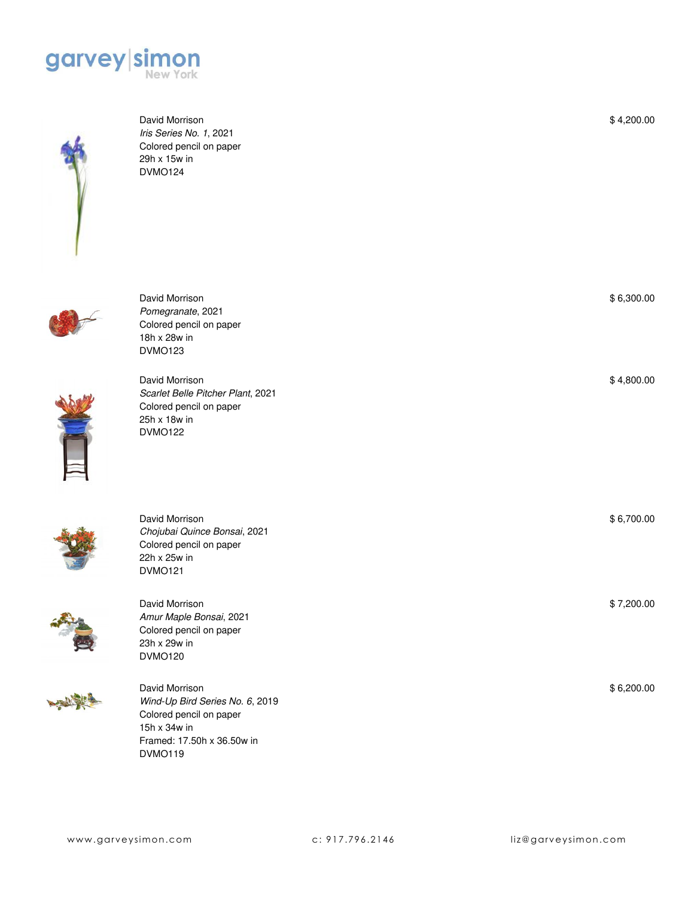David Morrison
*Iris Series No. 1*, 2021
Colored pencil on paper
29h x 15w in
DVMO124

$ 4,200.00

David Morrison
*Pomegranate*, 2021
Colored pencil on paper
18h x 28w in
DVMO123

$ 6,300.00

David Morrison
*Scarlet Belle Pitcher Plant*, 2021
Colored pencil on paper
25h x 18w in
DVMO122

$ 4,800.00

David Morrison
*Chojubai Quince Bonsai*, 2021
Colored pencil on paper
22h x 25w in
DVMO121

$ 6,700.00

David Morrison
*Amur Maple Bonsai*, 2021
Colored pencil on paper
23h x 29w in
DVMO120

$ 7,200.00

David Morrison
*Wind-Up Bird Series No. 6*, 2019
Colored pencil on paper
15h x 34w in
Framed: 17.50h x 36.50w in
DVMO119

$ 6,200.00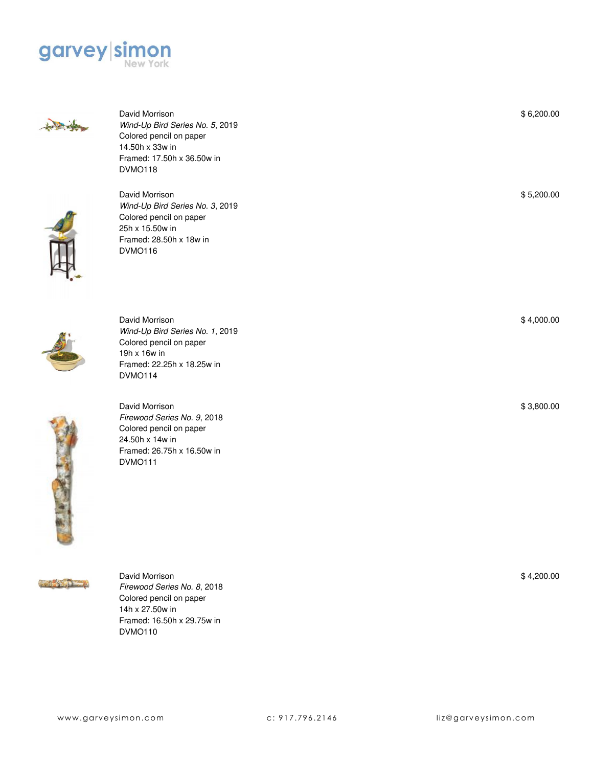David Morrison
*Wind-Up Bird Series No. 5*, 2019
Colored pencil on paper
14.50h x 33w in
Framed: 17.50h x 36.50w in
DVMO118

$ 6,200.00

David Morrison
*Wind-Up Bird Series No. 3*, 2019
Colored pencil on paper
25h x 15.50w in
Framed: 28.50h x 18w in
DVMO116

$ 5,200.00

David Morrison
*Wind-Up Bird Series No. 1*, 2019
Colored pencil on paper
19h x 16w in
Framed: 22.25h x 18.25w in
DVMO114

$ 4,000.00

David Morrison
*Firewood Series No. 9*, 2018
Colored pencil on paper
24.50h x 14w in
Framed: 26.75h x 16.50w in
DVMO111

$ 3,800.00

David Morrison
*Firewood Series No. 8*, 2018
Colored pencil on paper
14h x 27.50w in
Framed: 16.50h x 29.75w in
DVMO110

$ 4,200.00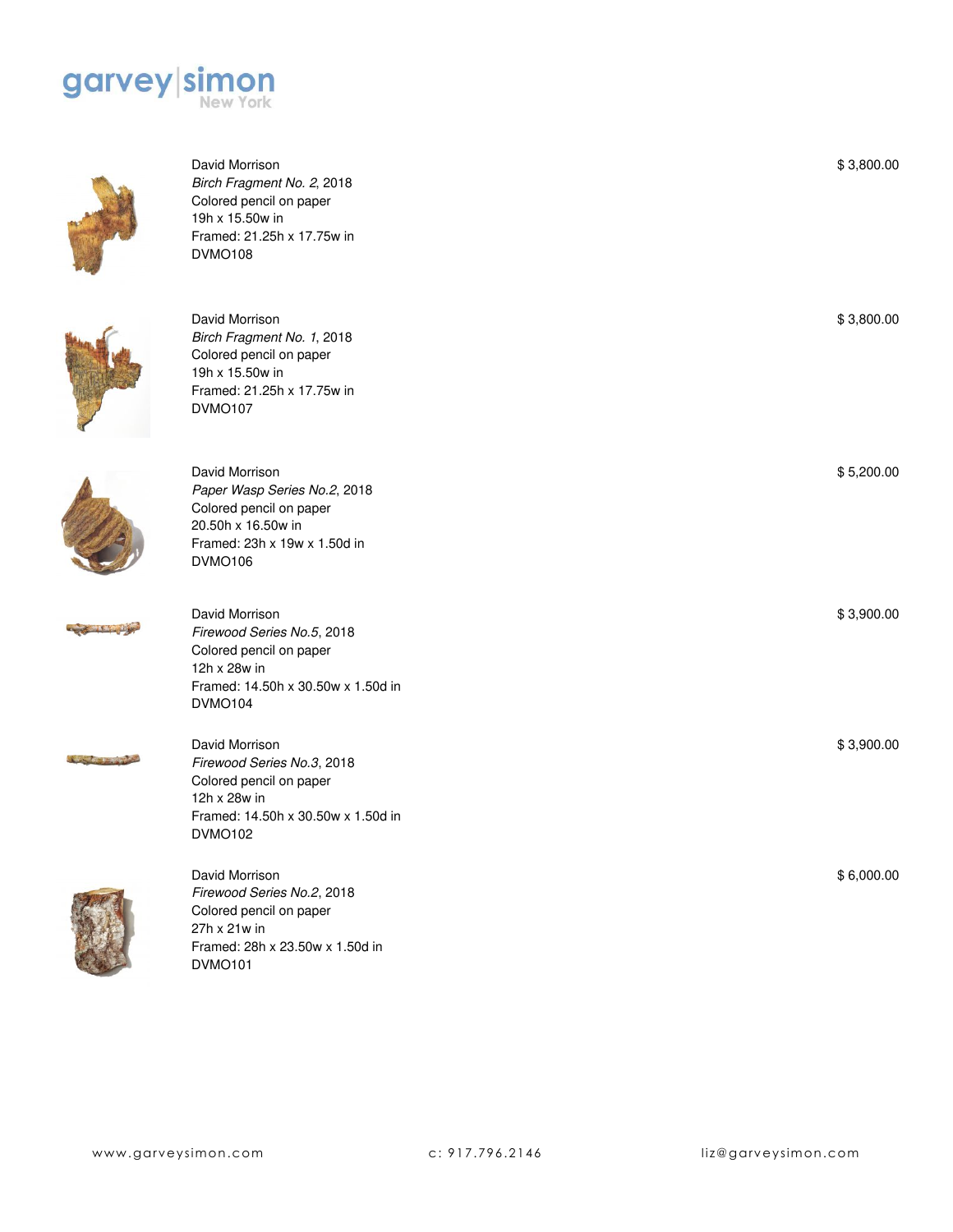David Morrison
*Birch Fragment No. 2*, 2018
Colored pencil on paper
19h x 15.50w in
Framed: 21.25h x 17.75w in
DVMO108

$ 3,800.00

David Morrison
*Birch Fragment No. 1*, 2018
Colored pencil on paper
19h x 15.50w in
Framed: 21.25h x 17.75w in
DVMO107

$ 3,800.00

David Morrison
*Paper Wasp Series No.2*, 2018
Colored pencil on paper
20.50h x 16.50w in
Framed: 23h x 19w x 1.50d in
DVMO106

$ 5,200.00

David Morrison
*Firewood Series No.5*, 2018
Colored pencil on paper
12h x 28w in
Framed: 14.50h x 30.50w x 1.50d in
DVMO104

$ 3,900.00

David Morrison
*Firewood Series No.3*, 2018
Colored pencil on paper
12h x 28w in
Framed: 14.50h x 30.50w x 1.50d in
DVMO102

$ 3,900.00

David Morrison
*Firewood Series No.2*, 2018
Colored pencil on paper
27h x 21w in
Framed: 28h x 23.50w x 1.50d in
DVMO101

$ 6,000.00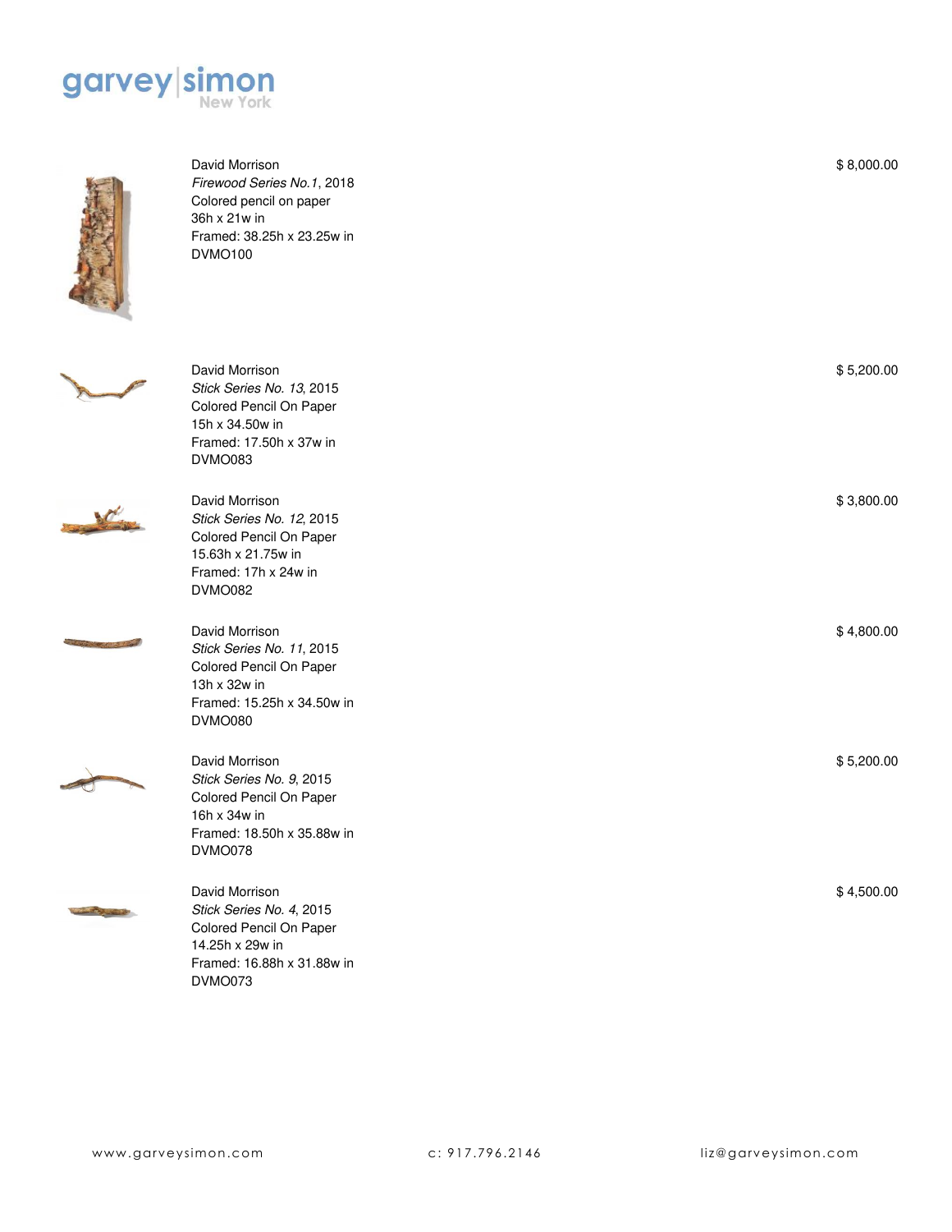David Morrison
*Firewood Series No.1*, 2018
Colored pencil on paper
36h x 21w in
Framed: 38.25h x 23.25w in
DVMO100

$ 8,000.00

David Morrison
*Stick Series No. 13*, 2015
Colored Pencil On Paper
15h x 34.50w in
Framed: 17.50h x 37w in
DVMO083

$ 5,200.00

David Morrison
*Stick Series No. 12*, 2015
Colored Pencil On Paper
15.63h x 21.75w in
Framed: 17h x 24w in
DVMO082

$ 3,800.00

David Morrison
*Stick Series No. 11*, 2015
Colored Pencil On Paper
13h x 32w in
Framed: 15.25h x 34.50w in
DVMO080

$ 4,800.00

David Morrison
*Stick Series No. 9*, 2015
Colored Pencil On Paper
16h x 34w in
Framed: 18.50h x 35.88w in
DVMO078

$ 5,200.00

David Morrison
*Stick Series No. 4*, 2015
Colored Pencil On Paper
14.25h x 29w in
Framed: 16.88h x 31.88w in
DVMO073

$ 4,500.00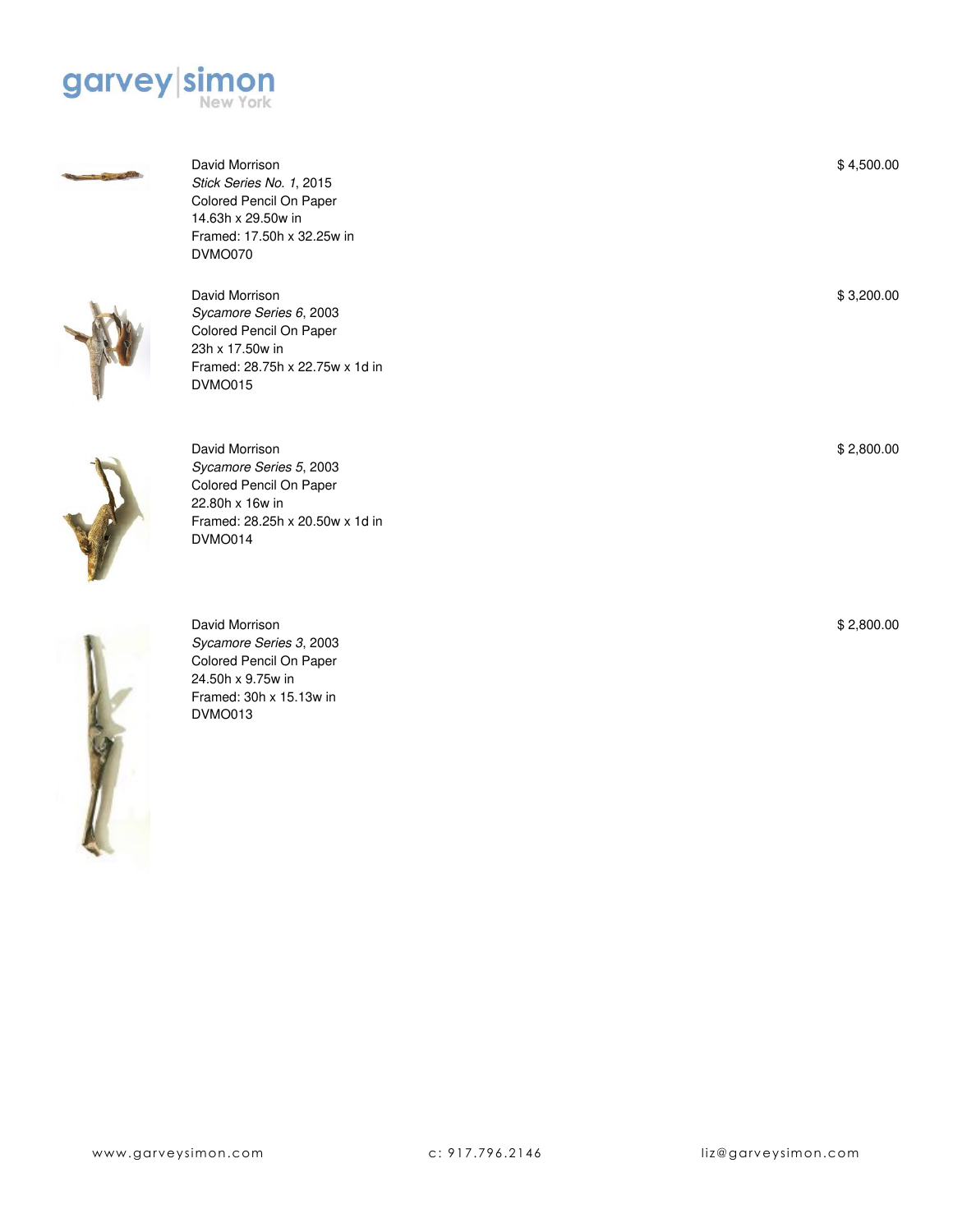David Morrison
*Stick Series No. 1*, 2015
Colored Pencil On Paper
14.63h x 29.50w in
Framed: 17.50h x 32.25w in
DVMO070

$ 4,500.00

David Morrison
*Sycamore Series 6*, 2003
Colored Pencil On Paper
23h x 17.50w in
Framed: 28.75h x 22.75w x 1d in
DVMO015

$ 3,200.00

David Morrison
*Sycamore Series 5*, 2003
Colored Pencil On Paper
22.80h x 16w in
Framed: 28.25h x 20.50w x 1d in
DVMO014

$ 2,800.00

David Morrison
*Sycamore Series 3*, 2003
Colored Pencil On Paper
24.50h x 9.75w in
Framed: 30h x 15.13w in
DVMO013

$ 2,800.00